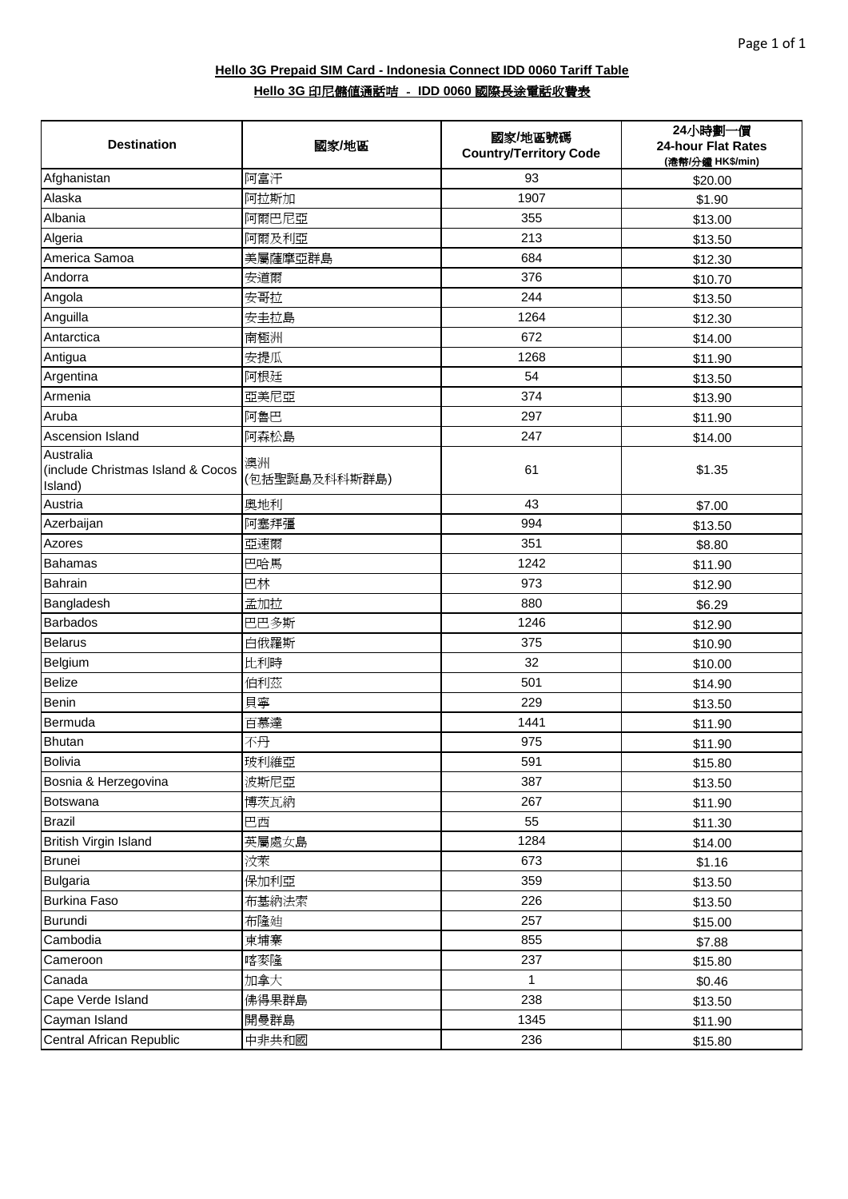**Hello 3G Prepaid SIM Card - Indonesia Connect IDD 0060 Tariff Table**

**Hello 3G 印尼儲值通話咭 - IDD 0060 國際長途電話收費表**

| Destination | 國家/地區 | 國家/地區號碼 Country/Territory Code | 24小時劃一價 24-hour Flat Rates (港幣/分鐘 HK$/min) |
|---|---|---|---|
| Afghanistan | 阿富汗 | 93 | $20.00 |
| Alaska | 阿拉斯加 | 1907 | $1.90 |
| Albania | 阿爾巴尼亞 | 355 | $13.00 |
| Algeria | 阿爾及利亞 | 213 | $13.50 |
| America Samoa | 美屬薩摩亞群島 | 684 | $12.30 |
| Andorra | 安道爾 | 376 | $10.70 |
| Angola | 安哥拉 | 244 | $13.50 |
| Anguilla | 安圭拉島 | 1264 | $12.30 |
| Antarctica | 南極洲 | 672 | $14.00 |
| Antigua | 安提瓜 | 1268 | $11.90 |
| Argentina | 阿根廷 | 54 | $13.50 |
| Armenia | 亞美尼亞 | 374 | $13.90 |
| Aruba | 阿魯巴 | 297 | $11.90 |
| Ascension Island | 阿森松島 | 247 | $14.00 |
| Australia (include Christmas Island & Cocos Island) | 澳洲 (包括聖誕島及科科斯群島) | 61 | $1.35 |
| Austria | 奧地利 | 43 | $7.00 |
| Azerbaijan | 阿塞拜彊 | 994 | $13.50 |
| Azores | 亞速爾 | 351 | $8.80 |
| Bahamas | 巴哈馬 | 1242 | $11.90 |
| Bahrain | 巴林 | 973 | $12.90 |
| Bangladesh | 孟加拉 | 880 | $6.29 |
| Barbados | 巴巴多斯 | 1246 | $12.90 |
| Belarus | 白俄羅斯 | 375 | $10.90 |
| Belgium | 比利時 | 32 | $10.00 |
| Belize | 伯利茲 | 501 | $14.90 |
| Benin | 貝寧 | 229 | $13.50 |
| Bermuda | 百慕達 | 1441 | $11.90 |
| Bhutan | 不丹 | 975 | $11.90 |
| Bolivia | 玻利維亞 | 591 | $15.80 |
| Bosnia & Herzegovina | 波斯尼亞 | 387 | $13.50 |
| Botswana | 博茨瓦納 | 267 | $11.90 |
| Brazil | 巴西 | 55 | $11.30 |
| British Virgin Island | 英屬處女島 | 1284 | $14.00 |
| Brunei | 汶萊 | 673 | $1.16 |
| Bulgaria | 保加利亞 | 359 | $13.50 |
| Burkina Faso | 布基納法索 | 226 | $13.50 |
| Burundi | 布隆廸 | 257 | $15.00 |
| Cambodia | 柬埔寨 | 855 | $7.88 |
| Cameroon | 喀麥隆 | 237 | $15.80 |
| Canada | 加拿大 | 1 | $0.46 |
| Cape Verde Island | 佛得果群島 | 238 | $13.50 |
| Cayman Island | 開曼群島 | 1345 | $11.90 |
| Central African Republic | 中非共和國 | 236 | $15.80 |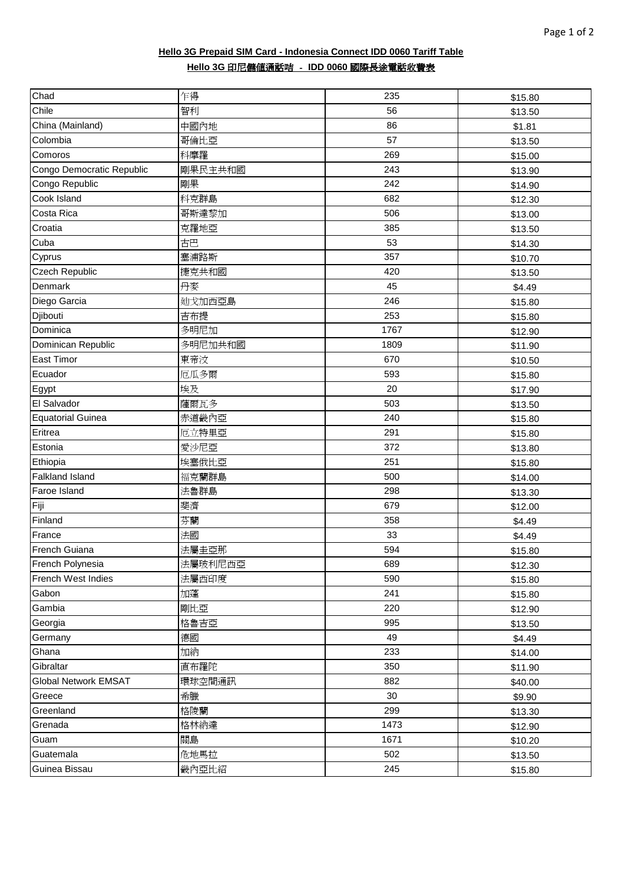**Hello 3G Prepaid SIM Card - Indonesia Connect IDD 0060 Tariff Table**

**Hello 3G 印尼儲值通話咭 - IDD 0060 國際長途電話收費表**

| | | | |
|---|---|---|---|
| Chad | 乍得 | 235 | $15.80 |
| Chile | 智利 | 56 | $13.50 |
| China (Mainland) | 中國內地 | 86 | $1.81 |
| Colombia | 哥倫比亞 | 57 | $13.50 |
| Comoros | 科摩羅 | 269 | $15.00 |
| Congo Democratic Republic | 剛果民主共和國 | 243 | $13.90 |
| Congo Republic | 剛果 | 242 | $14.90 |
| Cook Island | 科克群島 | 682 | $12.30 |
| Costa Rica | 哥斯達黎加 | 506 | $13.00 |
| Croatia | 克羅地亞 | 385 | $13.50 |
| Cuba | 古巴 | 53 | $14.30 |
| Cyprus | 塞浦路斯 | 357 | $10.70 |
| Czech Republic | 捷克共和國 | 420 | $13.50 |
| Denmark | 丹麥 | 45 | $4.49 |
| Diego Garcia | 迪戈加西亞島 | 246 | $15.80 |
| Djibouti | 吉布提 | 253 | $15.80 |
| Dominica | 多明尼加 | 1767 | $12.90 |
| Dominican Republic | 多明尼加共和國 | 1809 | $11.90 |
| East Timor | 東帝汶 | 670 | $10.50 |
| Ecuador | 厄瓜多爾 | 593 | $15.80 |
| Egypt | 埃及 | 20 | $17.90 |
| El Salvador | 薩爾瓦多 | 503 | $13.50 |
| Equatorial Guinea | 赤道幾內亞 | 240 | $15.80 |
| Eritrea | 厄立特里亞 | 291 | $15.80 |
| Estonia | 愛沙尼亞 | 372 | $13.80 |
| Ethiopia | 埃塞俄比亞 | 251 | $15.80 |
| Falkland Island | 福克蘭群島 | 500 | $14.00 |
| Faroe Island | 法魯群島 | 298 | $13.30 |
| Fiji | 斐濟 | 679 | $12.00 |
| Finland | 芬蘭 | 358 | $4.49 |
| France | 法國 | 33 | $4.49 |
| French Guiana | 法屬圭亞那 | 594 | $15.80 |
| French Polynesia | 法屬玻利尼西亞 | 689 | $12.30 |
| French West Indies | 法屬西印度 | 590 | $15.80 |
| Gabon | 加蓬 | 241 | $15.80 |
| Gambia | 剛比亞 | 220 | $12.90 |
| Georgia | 格魯吉亞 | 995 | $13.50 |
| Germany | 德國 | 49 | $4.49 |
| Ghana | 加納 | 233 | $14.00 |
| Gibraltar | 直布羅陀 | 350 | $11.90 |
| Global Network EMSAT | 環球空間通訊 | 882 | $40.00 |
| Greece | 希臘 | 30 | $9.90 |
| Greenland | 格陵蘭 | 299 | $13.30 |
| Grenada | 格林納達 | 1473 | $12.90 |
| Guam | 關島 | 1671 | $10.20 |
| Guatemala | 危地馬拉 | 502 | $13.50 |
| Guinea Bissau | 幾內亞比紹 | 245 | $15.80 |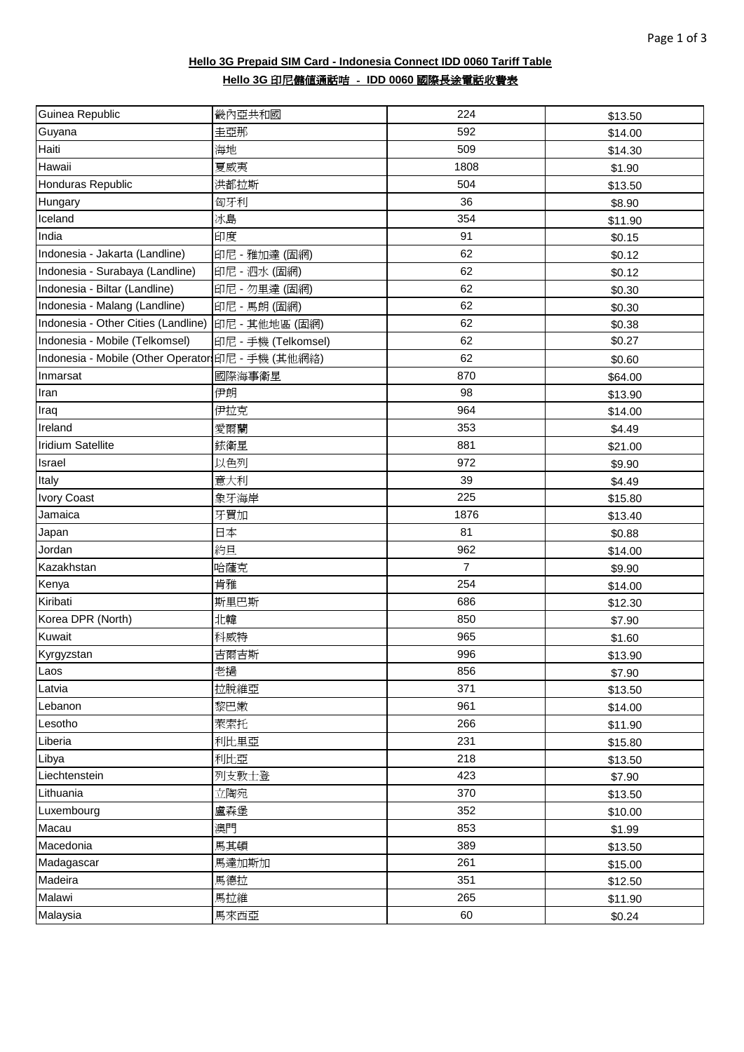**Hello 3G Prepaid SIM Card - Indonesia Connect IDD 0060 Tariff Table**

**Hello 3G 印尼儲值通話咭 - IDD 0060 國際長途電話收費表**

| | | | |
|---|---|---|---|
| Guinea Republic | 幾內亞共和國 | 224 | $13.50 |
| Guyana | 圭亞那 | 592 | $14.00 |
| Haiti | 海地 | 509 | $14.30 |
| Hawaii | 夏威夷 | 1808 | $1.90 |
| Honduras Republic | 洪都拉斯 | 504 | $13.50 |
| Hungary | 匈牙利 | 36 | $8.90 |
| Iceland | 冰島 | 354 | $11.90 |
| India | 印度 | 91 | $0.15 |
| Indonesia - Jakarta (Landline) | 印尼 - 雅加達 (固網) | 62 | $0.12 |
| Indonesia - Surabaya (Landline) | 印尼 - 泗水 (固網) | 62 | $0.12 |
| Indonesia - Biltar (Landline) | 印尼 - 勿里達 (固網) | 62 | $0.30 |
| Indonesia - Malang (Landline) | 印尼 - 馬朗 (固網) | 62 | $0.30 |
| Indonesia - Other Cities (Landline) | 印尼 - 其他地區 (固網) | 62 | $0.38 |
| Indonesia - Mobile (Telkomsel) | 印尼 - 手機 (Telkomsel) | 62 | $0.27 |
| Indonesia - Mobile (Other Operators | 印尼 - 手機 (其他網絡) | 62 | $0.60 |
| Inmarsat | 國際海事衛星 | 870 | $64.00 |
| Iran | 伊朗 | 98 | $13.90 |
| Iraq | 伊拉克 | 964 | $14.00 |
| Ireland | 愛爾蘭 | 353 | $4.49 |
| Iridium Satellite | 銥衛星 | 881 | $21.00 |
| Israel | 以色列 | 972 | $9.90 |
| Italy | 意大利 | 39 | $4.49 |
| Ivory Coast | 象牙海岸 | 225 | $15.80 |
| Jamaica | 牙買加 | 1876 | $13.40 |
| Japan | 日本 | 81 | $0.88 |
| Jordan | 約旦 | 962 | $14.00 |
| Kazakhstan | 哈薩克 | 7 | $9.90 |
| Kenya | 肯雅 | 254 | $14.00 |
| Kiribati | 斯里巴斯 | 686 | $12.30 |
| Korea DPR (North) | 北韓 | 850 | $7.90 |
| Kuwait | 科威特 | 965 | $1.60 |
| Kyrgyzstan | 吉爾吉斯 | 996 | $13.90 |
| Laos | 老撾 | 856 | $7.90 |
| Latvia | 拉脫維亞 | 371 | $13.50 |
| Lebanon | 黎巴嫩 | 961 | $14.00 |
| Lesotho | 萊索托 | 266 | $11.90 |
| Liberia | 利比里亞 | 231 | $15.80 |
| Libya | 利比亞 | 218 | $13.50 |
| Liechtenstein | 列支敦士登 | 423 | $7.90 |
| Lithuania | 立陶宛 | 370 | $13.50 |
| Luxembourg | 盧森堡 | 352 | $10.00 |
| Macau | 澳門 | 853 | $1.99 |
| Macedonia | 馬其頓 | 389 | $13.50 |
| Madagascar | 馬達加斯加 | 261 | $15.00 |
| Madeira | 馬德拉 | 351 | $12.50 |
| Malawi | 馬拉維 | 265 | $11.90 |
| Malaysia | 馬來西亞 | 60 | $0.24 |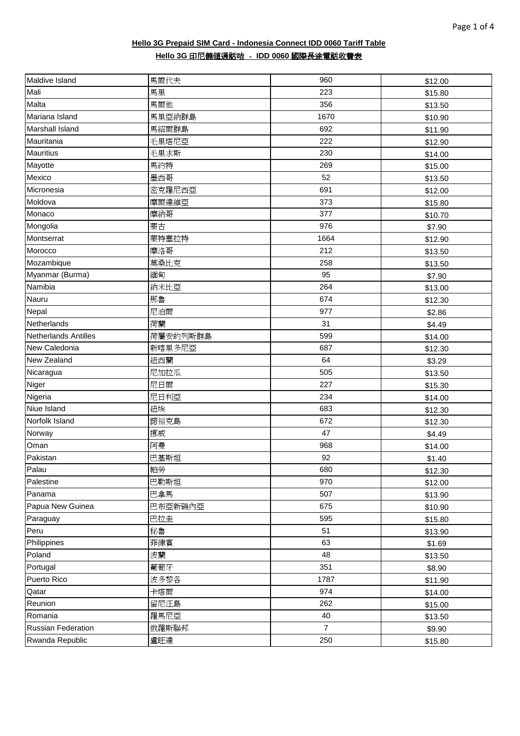**Hello 3G Prepaid SIM Card - Indonesia Connect IDD 0060 Tariff Table**

**Hello 3G 印尼儲值通話咭 - IDD 0060 國際長途電話收費表**

| | | | |
|---|---|---|---|
| Maldive Island | 馬爾代夫 | 960 | $12.00 |
| Mali | 馬里 | 223 | $15.80 |
| Malta | 馬爾他 | 356 | $13.50 |
| Mariana Island | 馬里亞納群島 | 1670 | $10.90 |
| Marshall Island | 馬紹爾群島 | 692 | $11.90 |
| Mauritania | 毛里塔尼亞 | 222 | $12.90 |
| Mauritius | 毛里求斯 | 230 | $14.00 |
| Mayotte | 馬約特 | 269 | $15.00 |
| Mexico | 墨西哥 | 52 | $13.50 |
| Micronesia | 密克羅尼西亞 | 691 | $12.00 |
| Moldova | 摩爾達維亞 | 373 | $15.80 |
| Monaco | 摩納哥 | 377 | $10.70 |
| Mongolia | 蒙古 | 976 | $7.90 |
| Montserrat | 蒙特塞拉特 | 1664 | $12.90 |
| Morocco | 摩洛哥 | 212 | $13.50 |
| Mozambique | 莫桑比克 | 258 | $13.50 |
| Myanmar (Burma) | 緬甸 | 95 | $7.90 |
| Namibia | 納米比亞 | 264 | $13.00 |
| Nauru | 那魯 | 674 | $12.30 |
| Nepal | 尼泊爾 | 977 | $2.86 |
| Netherlands | 荷蘭 | 31 | $4.49 |
| Netherlands Antilles | 荷屬安的列斯群島 | 599 | $14.00 |
| New Caledonia | 新喀里多尼亞 | 687 | $12.30 |
| New Zealand | 紐西蘭 | 64 | $3.29 |
| Nicaragua | 尼加拉瓜 | 505 | $13.50 |
| Niger | 尼日爾 | 227 | $15.30 |
| Nigeria | 尼日利亞 | 234 | $14.00 |
| Niue Island | 紐埃 | 683 | $12.30 |
| Norfolk Island | 諾福克島 | 672 | $12.30 |
| Norway | 挪威 | 47 | $4.49 |
| Oman | 阿曼 | 968 | $14.00 |
| Pakistan | 巴基斯坦 | 92 | $1.40 |
| Palau | 帕勞 | 680 | $12.30 |
| Palestine | 巴勒斯坦 | 970 | $12.00 |
| Panama | 巴拿馬 | 507 | $13.90 |
| Papua New Guinea | 巴布亞新磯內亞 | 675 | $10.90 |
| Paraguay | 巴拉圭 | 595 | $15.80 |
| Peru | 秘魯 | 51 | $13.90 |
| Philippines | 菲律賓 | 63 | $1.69 |
| Poland | 波蘭 | 48 | $13.50 |
| Portugal | 葡萄牙 | 351 | $8.90 |
| Puerto Rico | 波多黎各 | 1787 | $11.90 |
| Qatar | 卡塔爾 | 974 | $14.00 |
| Reunion | 留尼汪島 | 262 | $15.00 |
| Romania | 羅馬尼亞 | 40 | $13.50 |
| Russian Federation | 俄羅斯聯邦 | 7 | $9.90 |
| Rwanda Republic | 盧旺達 | 250 | $15.80 |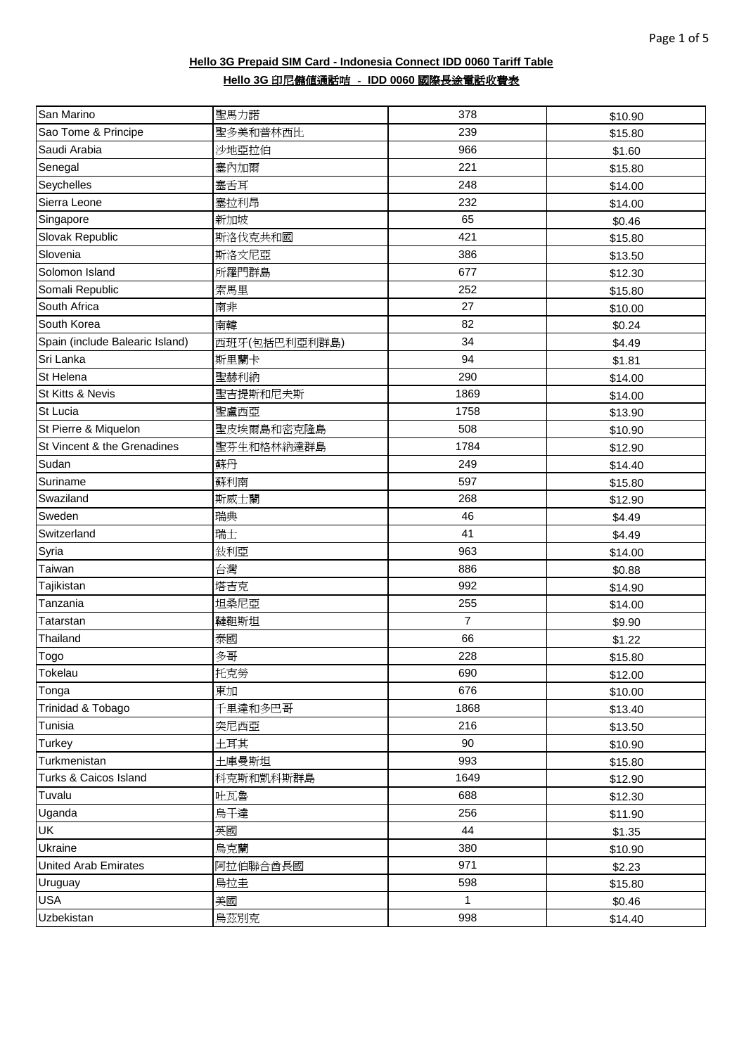**Hello 3G Prepaid SIM Card - Indonesia Connect IDD 0060 Tariff Table**

**Hello 3G 印尼儲值通話咭 - IDD 0060 國際長途電話收費表**

| | | | |
|---|---|---|---|
| San Marino | 聖馬力諾 | 378 | $10.90 |
| Sao Tome & Principe | 聖多美和普林西比 | 239 | $15.80 |
| Saudi Arabia | 沙地亞拉伯 | 966 | $1.60 |
| Senegal | 塞內加爾 | 221 | $15.80 |
| Seychelles | 塞舌耳 | 248 | $14.00 |
| Sierra Leone | 塞拉利昂 | 232 | $14.00 |
| Singapore | 新加坡 | 65 | $0.46 |
| Slovak Republic | 斯洛伐克共和國 | 421 | $15.80 |
| Slovenia | 斯洛文尼亞 | 386 | $13.50 |
| Solomon Island | 所羅門群島 | 677 | $12.30 |
| Somali Republic | 索馬里 | 252 | $15.80 |
| South Africa | 南非 | 27 | $10.00 |
| South Korea | 南韓 | 82 | $0.24 |
| Spain (include Balearic Island) | 西班牙(包括巴利亞利群島) | 34 | $4.49 |
| Sri Lanka | 斯里蘭卡 | 94 | $1.81 |
| St Helena | 聖赫利納 | 290 | $14.00 |
| St Kitts & Nevis | 聖吉提斯和尼夫斯 | 1869 | $14.00 |
| St Lucia | 聖盧西亞 | 1758 | $13.90 |
| St Pierre & Miquelon | 聖皮埃爾島和密克隆島 | 508 | $10.90 |
| St Vincent & the Grenadines | 聖芬生和格林納達群島 | 1784 | $12.90 |
| Sudan | 蘇丹 | 249 | $14.40 |
| Suriname | 蘇利南 | 597 | $15.80 |
| Swaziland | 斯威士蘭 | 268 | $12.90 |
| Sweden | 瑞典 | 46 | $4.49 |
| Switzerland | 瑞士 | 41 | $4.49 |
| Syria | 敍利亞 | 963 | $14.00 |
| Taiwan | 台灣 | 886 | $0.88 |
| Tajikistan | 塔吉克 | 992 | $14.90 |
| Tanzania | 坦桑尼亞 | 255 | $14.00 |
| Tatarstan | 韃靼斯坦 | 7 | $9.90 |
| Thailand | 泰國 | 66 | $1.22 |
| Togo | 多哥 | 228 | $15.80 |
| Tokelau | 托克勞 | 690 | $12.00 |
| Tonga | 東加 | 676 | $10.00 |
| Trinidad & Tobago | 千里達和多巴哥 | 1868 | $13.40 |
| Tunisia | 突尼西亞 | 216 | $13.50 |
| Turkey | 土耳其 | 90 | $10.90 |
| Turkmenistan | 土庫曼斯坦 | 993 | $15.80 |
| Turks & Caicos Island | 科克斯和凱科斯群島 | 1649 | $12.90 |
| Tuvalu | 吐瓦魯 | 688 | $12.30 |
| Uganda | 烏干達 | 256 | $11.90 |
| UK | 英國 | 44 | $1.35 |
| Ukraine | 烏克蘭 | 380 | $10.90 |
| United Arab Emirates | 阿拉伯聯合酋長國 | 971 | $2.23 |
| Uruguay | 烏拉圭 | 598 | $15.80 |
| USA | 美國 | 1 | $0.46 |
| Uzbekistan | 烏茲別克 | 998 | $14.40 |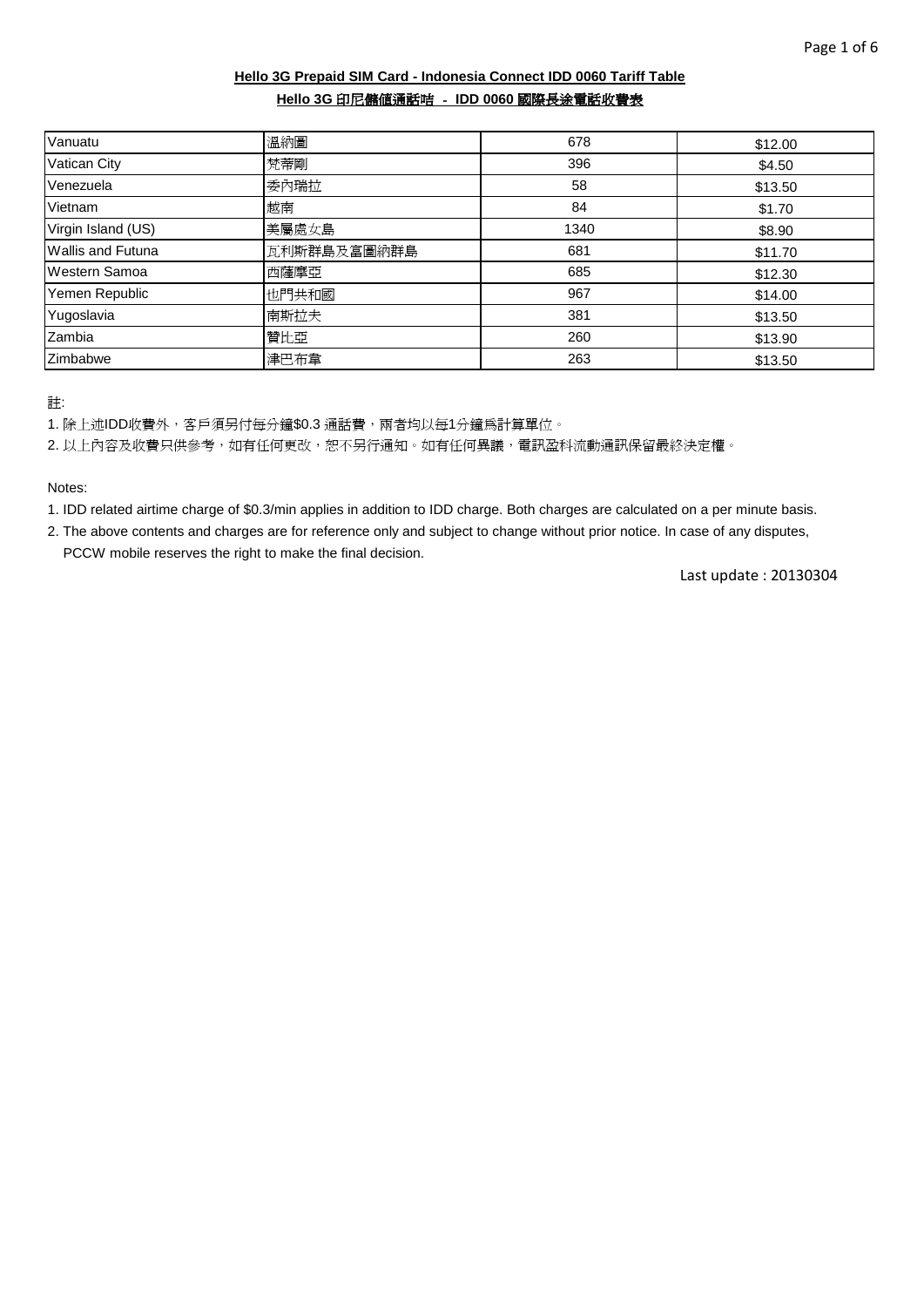**Hello 3G Prepaid SIM Card - Indonesia Connect IDD 0060 Tariff Table**

**Hello 3G 印尼儲值通話咭 - IDD 0060 國際長途電話收費表**

| | | | |
|---|---|---|---|
| Vanuatu | 溫納圖 | 678 | $12.00 |
| Vatican City | 梵蒂剛 | 396 | $4.50 |
| Venezuela | 委內瑞拉 | 58 | $13.50 |
| Vietnam | 越南 | 84 | $1.70 |
| Virgin Island (US) | 美屬處女島 | 1340 | $8.90 |
| Wallis and Futuna | 瓦利斯群島及富圖納群島 | 681 | $11.70 |
| Western Samoa | 西薩摩亞 | 685 | $12.30 |
| Yemen Republic | 也門共和國 | 967 | $14.00 |
| Yugoslavia | 南斯拉夫 | 381 | $13.50 |
| Zambia | 贊比亞 | 260 | $13.90 |
| Zimbabwe | 津巴布韋 | 263 | $13.50 |

註:

1. 除上述IDD收費外，客戶須另付每分鐘$0.3 通話費，兩者均以每1分鐘爲計算單位。
2. 以上內容及收費只供參考，如有任何更改，恕不另行通知。如有任何異議，電訊盈科流動通訊保留最終決定權。

Notes:

1. IDD related airtime charge of $0.3/min applies in addition to IDD charge. Both charges are calculated on a per minute basis.
2. The above contents and charges are for reference only and subject to change without prior notice. In case of any disputes, PCCW mobile reserves the right to make the final decision.

Last update : 20130304